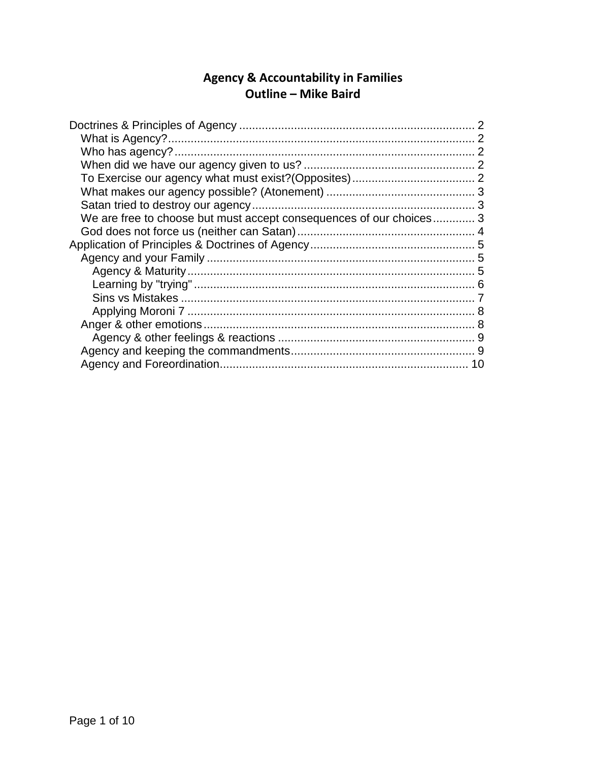# Agency & Accountability in Families
## Outline – Mike Baird

- Doctrines & Principles of Agency ......... 2
  - What is Agency? ......... 2
  - Who has agency? ......... 2
  - When did we have our agency given to us? ......... 2
  - To Exercise our agency what must exist?(Opposites) ......... 2
  - What makes our agency possible? (Atonement) ......... 3
  - Satan tried to destroy our agency ......... 3
  - We are free to choose but must accept consequences of our choices ......... 3
  - God does not force us (neither can Satan) ......... 4
- Application of Principles & Doctrines of Agency ......... 5
  - Agency and your Family ......... 5
    - Agency & Maturity ......... 5
    - Learning by "trying" ......... 6
    - Sins vs Mistakes ......... 7
    - Applying Moroni 7 ......... 8
  - Anger & other emotions ......... 8
    - Agency & other feelings & reactions ......... 9
  - Agency and keeping the commandments ......... 9
  - Agency and Foreordination ......... 10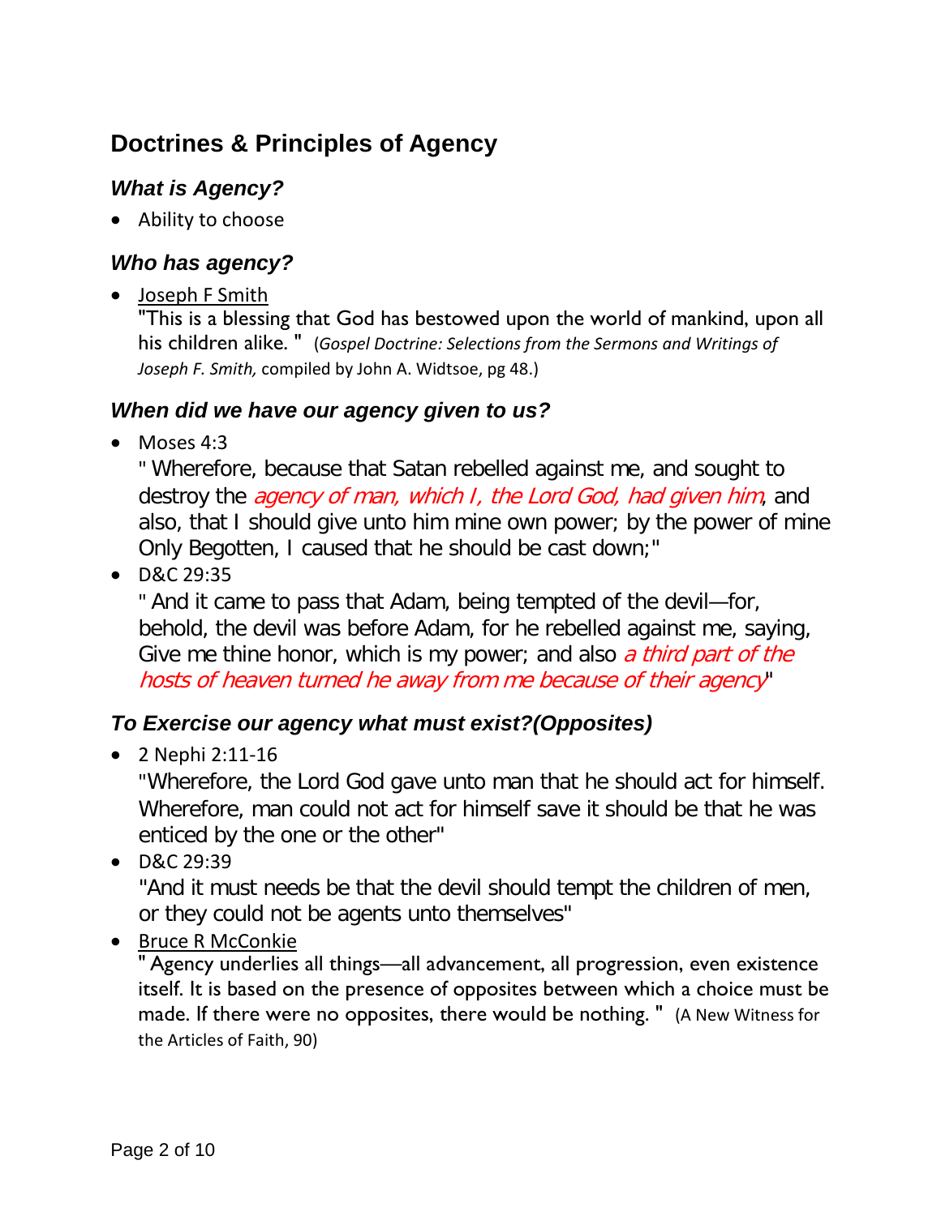## Doctrines & Principles of Agency

### *What is Agency?*

- Ability to choose

### *Who has agency?*

- Joseph F Smith
  "This is a blessing that God has bestowed upon the world of mankind, upon all his children alike. " (*Gospel Doctrine: Selections from the Sermons and Writings of Joseph F. Smith,* compiled by John A. Widtsoe, pg 48.)

### *When did we have our agency given to us?*

- Moses 4:3
  " Wherefore, because that Satan rebelled against me, and sought to destroy the *agency of man, which I, the Lord God, had given him*, and also, that I should give unto him mine own power; by the power of mine Only Begotten, I caused that he should be cast down;"
- D&C 29:35
  " And it came to pass that Adam, being tempted of the devil—for, behold, the devil was before Adam, for he rebelled against me, saying, Give me thine honor, which is my power; and also *a third part of the hosts of heaven turned he away from me because of their agency*"

### *To Exercise our agency what must exist?(Opposites)*

- 2 Nephi 2:11-16
  "Wherefore, the Lord God gave unto man that he should act for himself. Wherefore, man could not act for himself save it should be that he was enticed by the one or the other"
- D&C 29:39
  "And it must needs be that the devil should tempt the children of men, or they could not be agents unto themselves"
- Bruce R McConkie
  " Agency underlies all things—all advancement, all progression, even existence itself. It is based on the presence of opposites between which a choice must be made. If there were no opposites, there would be nothing. " (A New Witness for the Articles of Faith, 90)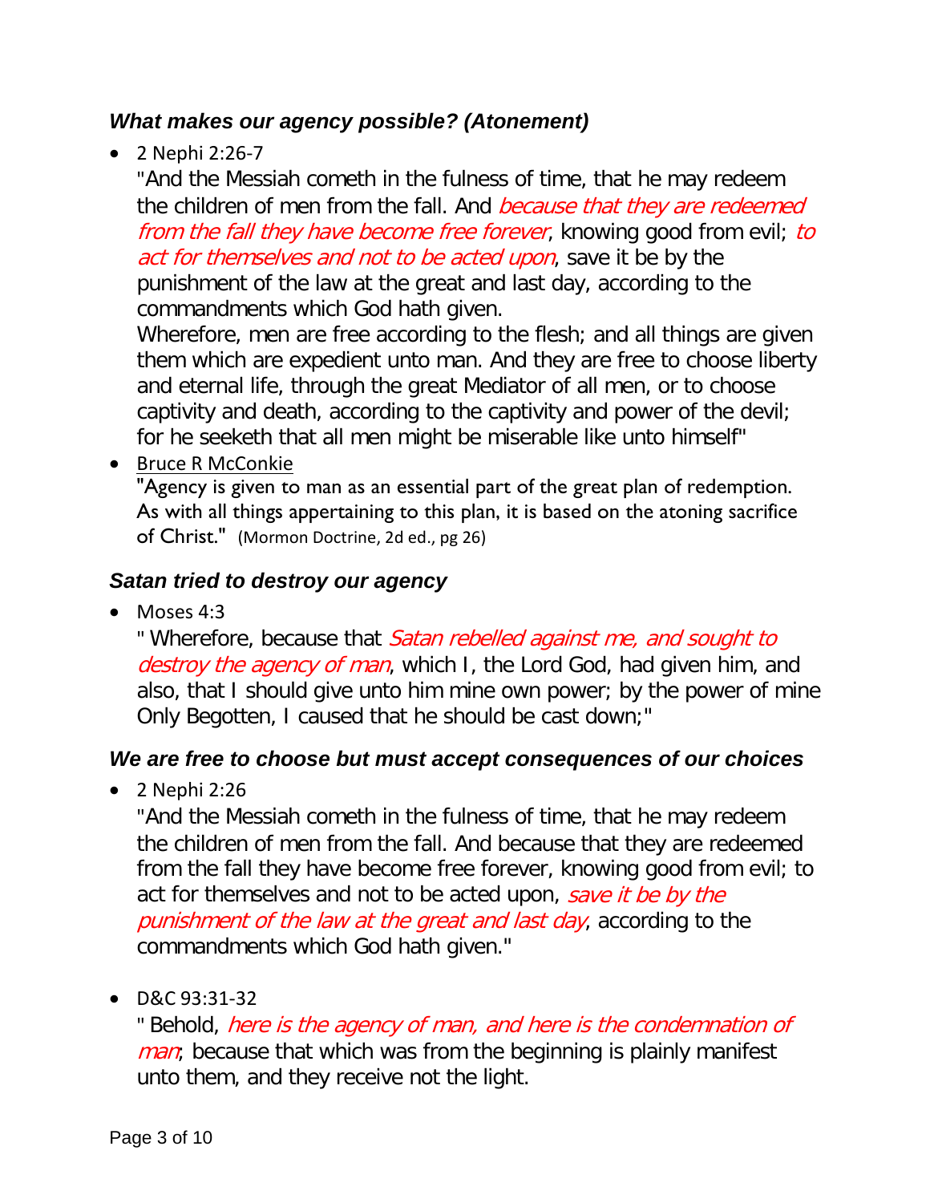### *What makes our agency possible? (Atonement)*

- 2 Nephi 2:26-7

  "And the Messiah cometh in the fulness of time, that he may redeem the children of men from the fall. And *because that they are redeemed from the fall they have become free forever*, knowing good from evil; *to act for themselves and not to be acted upon*, save it be by the punishment of the law at the great and last day, according to the commandments which God hath given.

  Wherefore, men are free according to the flesh; and all things are given them which are expedient unto man. And they are free to choose liberty and eternal life, through the great Mediator of all men, or to choose captivity and death, according to the captivity and power of the devil; for he seeketh that all men might be miserable like unto himself"

- Bruce R McConkie

  "Agency is given to man as an essential part of the great plan of redemption. As with all things appertaining to this plan, it is based on the atoning sacrifice of Christ." (Mormon Doctrine, 2d ed., pg 26)

### *Satan tried to destroy our agency*

- Moses 4:3

  " Wherefore, because that *Satan rebelled against me, and sought to destroy the agency of man*, which I, the Lord God, had given him, and also, that I should give unto him mine own power; by the power of mine Only Begotten, I caused that he should be cast down;"

### *We are free to choose but must accept consequences of our choices*

- 2 Nephi 2:26

  "And the Messiah cometh in the fulness of time, that he may redeem the children of men from the fall. And because that they are redeemed from the fall they have become free forever, knowing good from evil; to act for themselves and not to be acted upon, *save it be by the punishment of the law at the great and last day*, according to the commandments which God hath given."

- D&C 93:31-32

  " Behold, *here is the agency of man, and here is the condemnation of man*; because that which was from the beginning is plainly manifest unto them, and they receive not the light.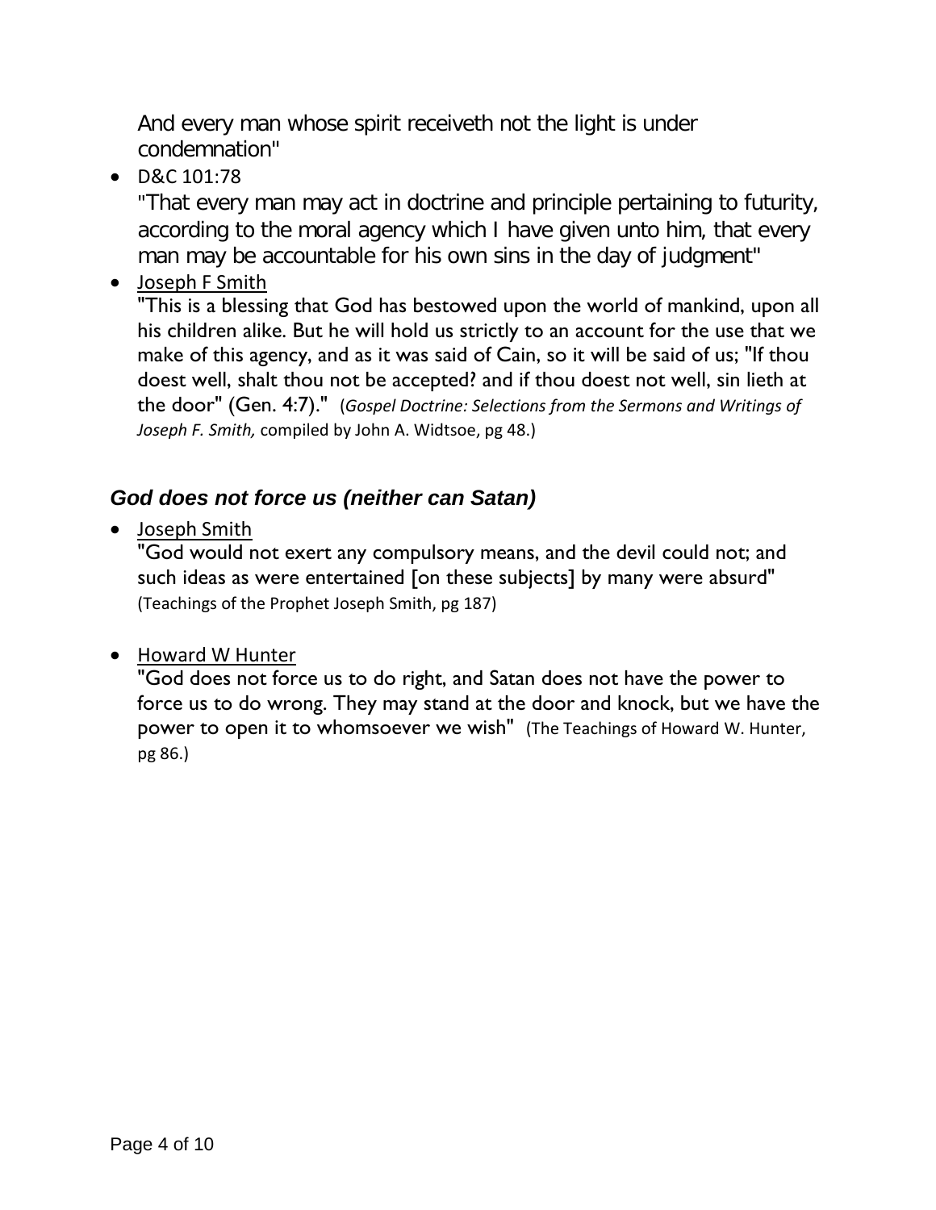And every man whose spirit receiveth not the light is under condemnation"

- D&C 101:78
  "That every man may act in doctrine and principle pertaining to futurity, according to the moral agency which I have given unto him, that every man may be accountable for his own sins in the day of judgment"
- <u>Joseph F Smith</u>
  "This is a blessing that God has bestowed upon the world of mankind, upon all his children alike. But he will hold us strictly to an account for the use that we make of this agency, and as it was said of Cain, so it will be said of us; "If thou doest well, shalt thou not be accepted? and if thou doest not well, sin lieth at the door" (Gen. 4:7)."  (*Gospel Doctrine: Selections from the Sermons and Writings of Joseph F. Smith,* compiled by John A. Widtsoe, pg 48.)

### *God does not force us (neither can Satan)*

- <u>Joseph Smith</u>
  "God would not exert any compulsory means, and the devil could not; and such ideas as were entertained [on these subjects] by many were absurd" (Teachings of the Prophet Joseph Smith, pg 187)

- <u>Howard W Hunter</u>
  "God does not force us to do right, and Satan does not have the power to force us to do wrong. They may stand at the door and knock, but we have the power to open it to whomsoever we wish"  (The Teachings of Howard W. Hunter, pg 86.)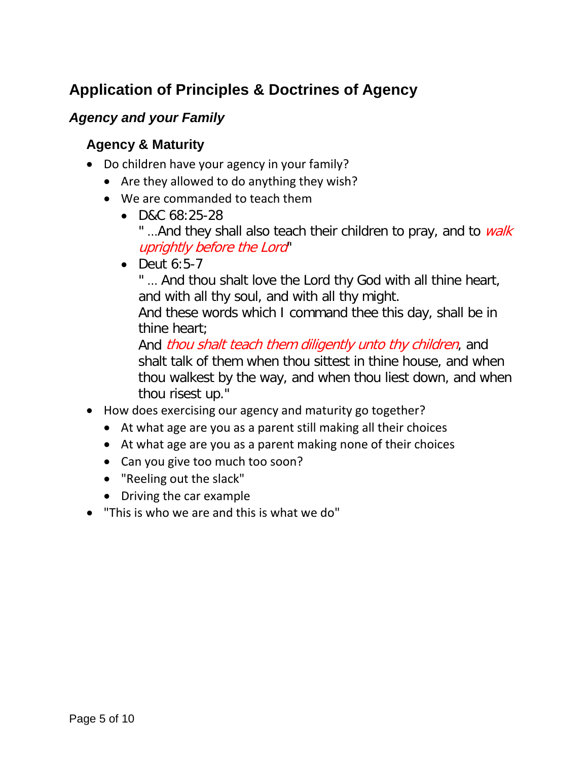## Application of Principles & Doctrines of Agency

### *Agency and your Family*

#### Agency & Maturity

- Do children have your agency in your family?
  - Are they allowed to do anything they wish?
  - We are commanded to teach them
    - D&C 68:25-28
      " …And they shall also teach their children to pray, and to *walk uprightly before the Lord*"
    - Deut 6:5-7
      " … And thou shalt love the Lord thy God with all thine heart, and with all thy soul, and with all thy might.
      And these words which I command thee this day, shall be in thine heart;
      And *thou shalt teach them diligently unto thy children*, and shalt talk of them when thou sittest in thine house, and when thou walkest by the way, and when thou liest down, and when thou risest up."
- How does exercising our agency and maturity go together?
  - At what age are you as a parent still making all their choices
  - At what age are you as a parent making none of their choices
  - Can you give too much too soon?
  - "Reeling out the slack"
  - Driving the car example
- "This is who we are and this is what we do"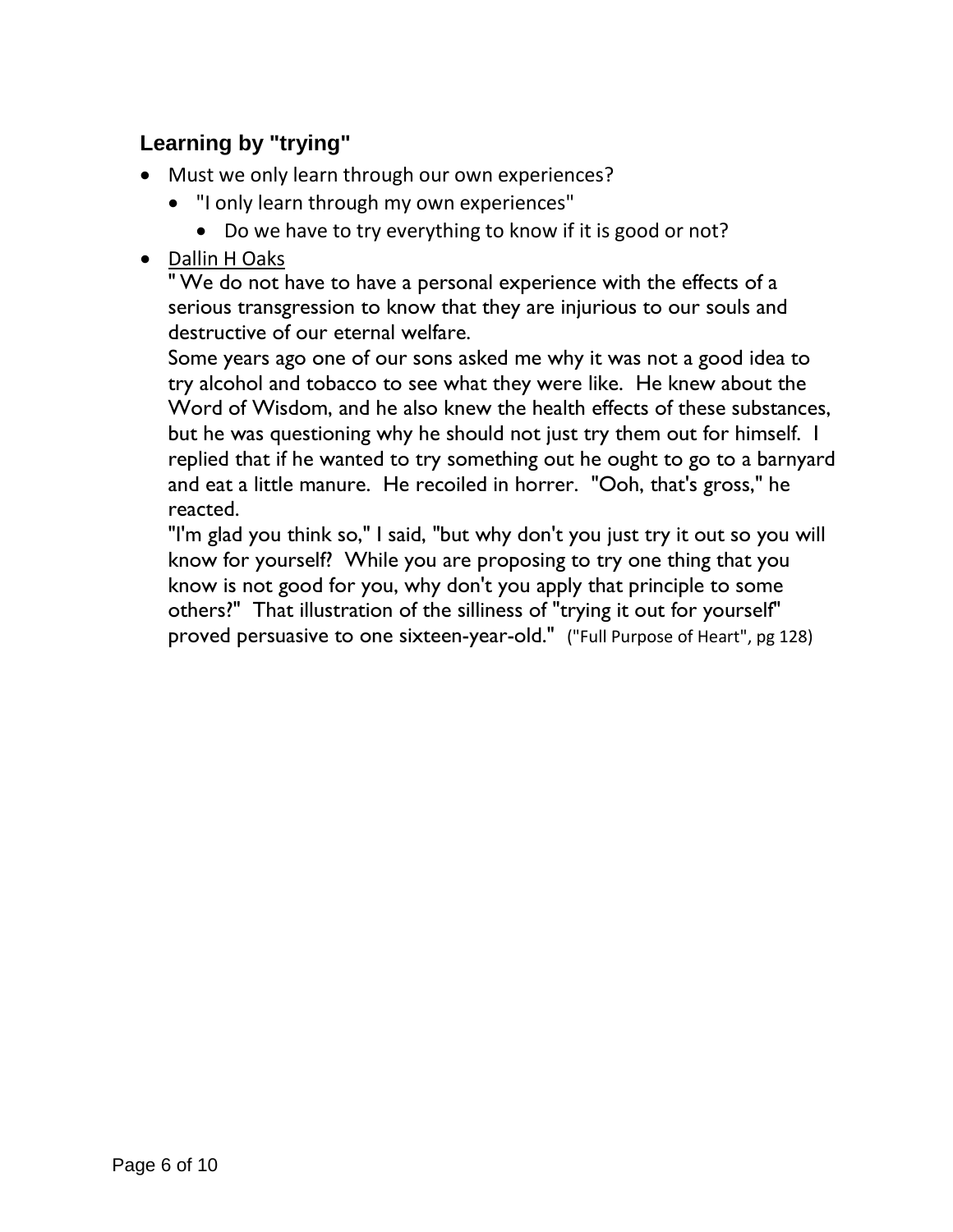## Learning by "trying"

- Must we only learn through our own experiences?
  - "I only learn through my own experiences"
    - Do we have to try everything to know if it is good or not?
- Dallin H Oaks

  " We do not have to have a personal experience with the effects of a serious transgression to know that they are injurious to our souls and destructive of our eternal welfare.

  Some years ago one of our sons asked me why it was not a good idea to try alcohol and tobacco to see what they were like. He knew about the Word of Wisdom, and he also knew the health effects of these substances, but he was questioning why he should not just try them out for himself. I replied that if he wanted to try something out he ought to go to a barnyard and eat a little manure. He recoiled in horrer. "Ooh, that's gross," he reacted.

  "I'm glad you think so," I said, "but why don't you just try it out so you will know for yourself? While you are proposing to try one thing that you know is not good for you, why don't you apply that principle to some others?" That illustration of the silliness of "trying it out for yourself" proved persuasive to one sixteen-year-old." ("Full Purpose of Heart", pg 128)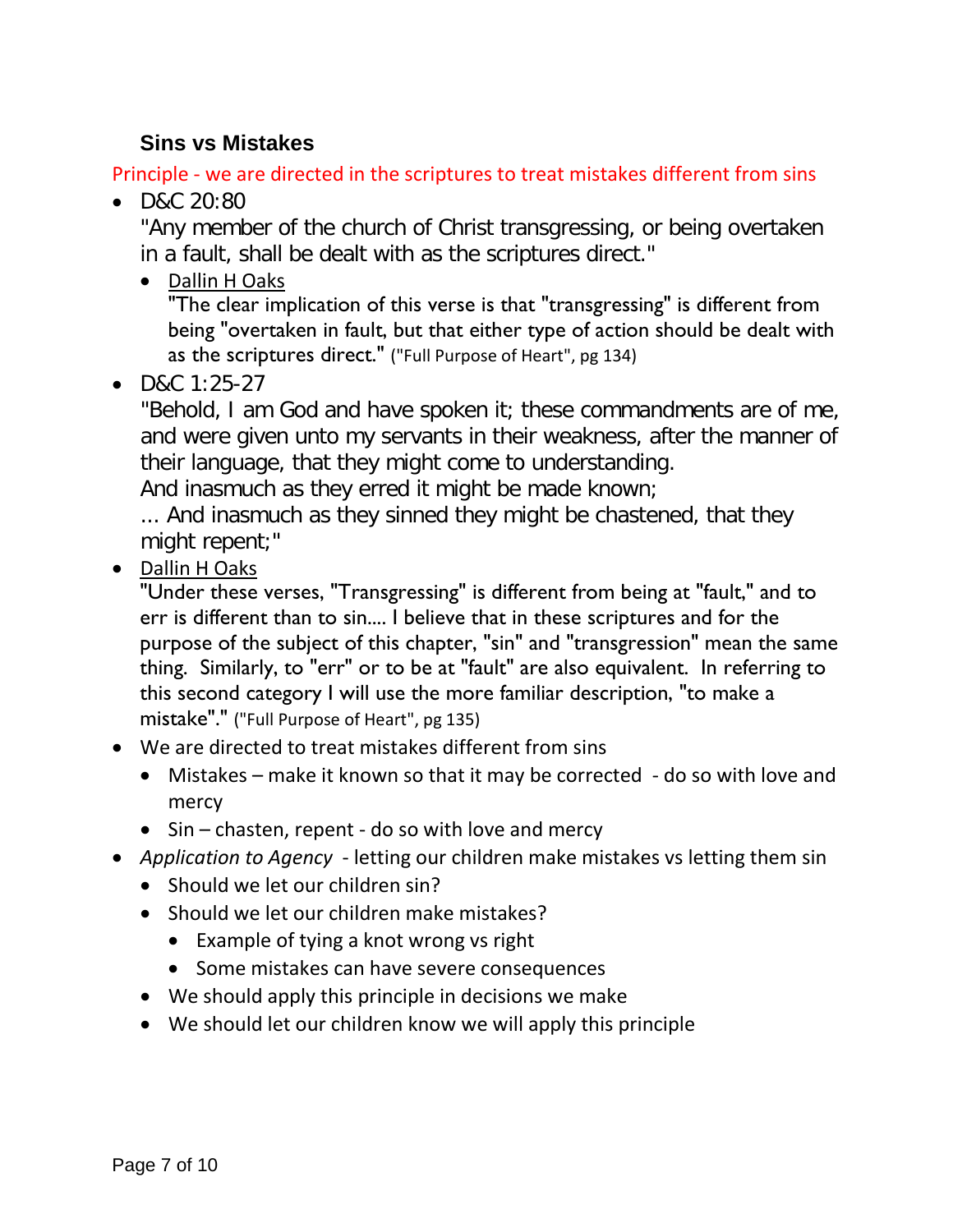### Sins vs Mistakes

Principle - we are directed in the scriptures to treat mistakes different from sins

- D&C 20:80
  "Any member of the church of Christ transgressing, or being overtaken in a fault, shall be dealt with as the scriptures direct."
  - Dallin H Oaks
    "The clear implication of this verse is that "transgressing" is different from being "overtaken in fault, but that either type of action should be dealt with as the scriptures direct." ("Full Purpose of Heart", pg 134)
- D&C 1:25-27
  "Behold, I am God and have spoken it; these commandments are of me, and were given unto my servants in their weakness, after the manner of their language, that they might come to understanding.
  And inasmuch as they erred it might be made known;
  ... And inasmuch as they sinned they might be chastened, that they might repent;"
- Dallin H Oaks
  "Under these verses, "Transgressing" is different from being at "fault," and to err is different than to sin.... I believe that in these scriptures and for the purpose of the subject of this chapter, "sin" and "transgression" mean the same thing. Similarly, to "err" or to be at "fault" are also equivalent. In referring to this second category I will use the more familiar description, "to make a mistake"." ("Full Purpose of Heart", pg 135)
- We are directed to treat mistakes different from sins
  - Mistakes – make it known so that it may be corrected - do so with love and mercy
  - Sin – chasten, repent - do so with love and mercy
- *Application to Agency* - letting our children make mistakes vs letting them sin
  - Should we let our children sin?
  - Should we let our children make mistakes?
    - Example of tying a knot wrong vs right
    - Some mistakes can have severe consequences
  - We should apply this principle in decisions we make
  - We should let our children know we will apply this principle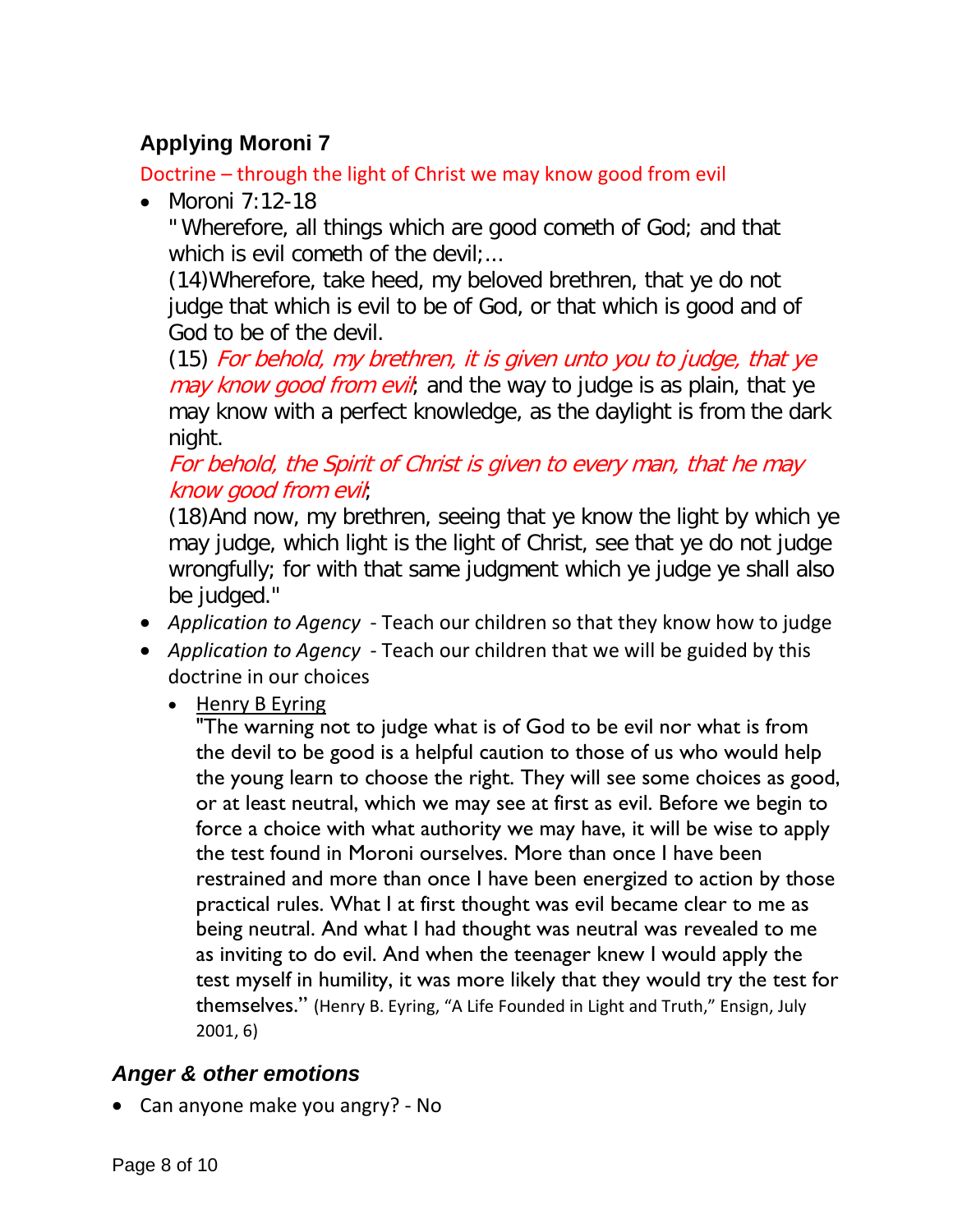### Applying Moroni 7

Doctrine – through the light of Christ we may know good from evil

- Moroni 7:12-18
  " Wherefore, all things which are good cometh of God; and that which is evil cometh of the devil;...
  (14)Wherefore, take heed, my beloved brethren, that ye do not judge that which is evil to be of God, or that which is good and of God to be of the devil.
  (15) *For behold, my brethren, it is given unto you to judge, that ye may know good from evil*; and the way to judge is as plain, that ye may know with a perfect knowledge, as the daylight is from the dark night.
  *For behold, the Spirit of Christ is given to every man, that he may know good from evil*;
  (18)And now, my brethren, seeing that ye know the light by which ye may judge, which light is the light of Christ, see that ye do not judge wrongfully; for with that same judgment which ye judge ye shall also be judged."
- *Application to Agency* - Teach our children so that they know how to judge
- *Application to Agency* - Teach our children that we will be guided by this doctrine in our choices
  - Henry B Eyring
    "The warning not to judge what is of God to be evil nor what is from the devil to be good is a helpful caution to those of us who would help the young learn to choose the right. They will see some choices as good, or at least neutral, which we may see at first as evil. Before we begin to force a choice with what authority we may have, it will be wise to apply the test found in Moroni ourselves. More than once I have been restrained and more than once I have been energized to action by those practical rules. What I at first thought was evil became clear to me as being neutral. And what I had thought was neutral was revealed to me as inviting to do evil. And when the teenager knew I would apply the test myself in humility, it was more likely that they would try the test for themselves." (Henry B. Eyring, "A Life Founded in Light and Truth," Ensign, July 2001, 6)

### *Anger & other emotions*

- Can anyone make you angry? - No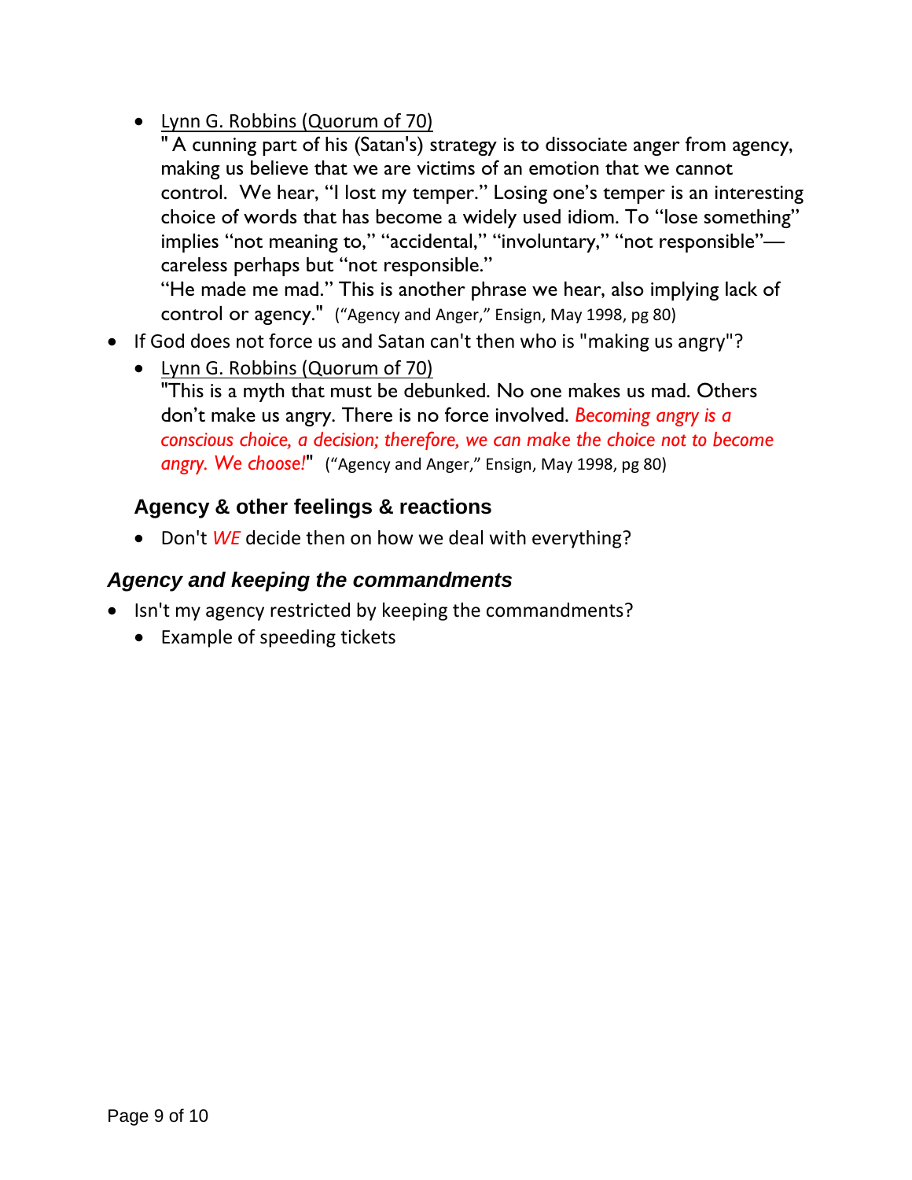- Lynn G. Robbins (Quorum of 70)
  " A cunning part of his (Satan's) strategy is to dissociate anger from agency, making us believe that we are victims of an emotion that we cannot control. We hear, "I lost my temper." Losing one's temper is an interesting choice of words that has become a widely used idiom. To "lose something" implies "not meaning to," "accidental," "involuntary," "not responsible"—careless perhaps but "not responsible."
  "He made me mad." This is another phrase we hear, also implying lack of control or agency." ("Agency and Anger," Ensign, May 1998, pg 80)
- If God does not force us and Satan can't then who is "making us angry"?
  - Lynn G. Robbins (Quorum of 70)
    "This is a myth that must be debunked. No one makes us mad. Others don't make us angry. There is no force involved. *Becoming angry is a conscious choice, a decision; therefore, we can make the choice not to become angry. We choose!*" ("Agency and Anger," Ensign, May 1998, pg 80)

### Agency & other feelings & reactions

- Don't *WE* decide then on how we deal with everything?

## *Agency and keeping the commandments*

- Isn't my agency restricted by keeping the commandments?
  - Example of speeding tickets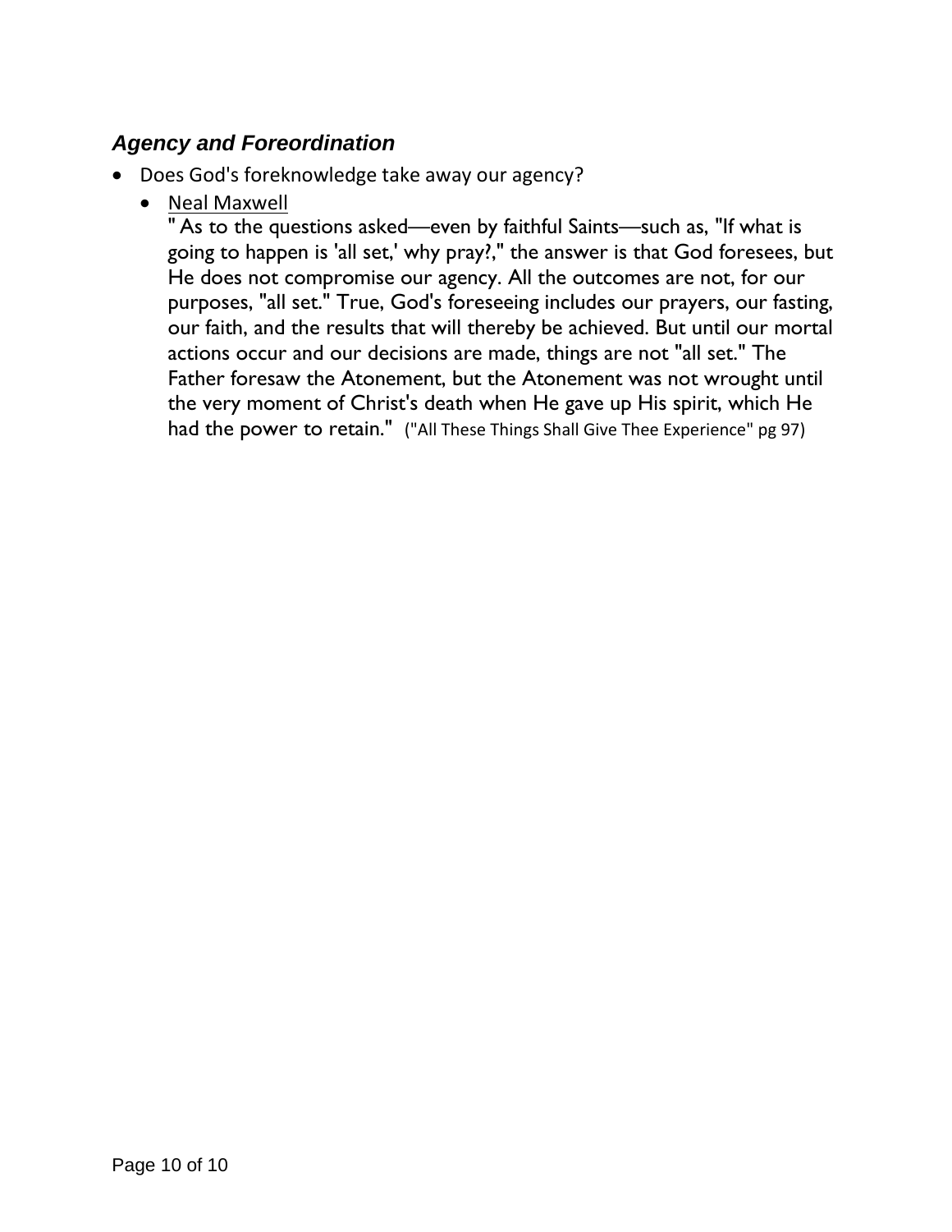### *Agency and Foreordination*

- Does God's foreknowledge take away our agency?
  - Neal Maxwell
    " As to the questions asked—even by faithful Saints—such as, "If what is going to happen is 'all set,' why pray?," the answer is that God foresees, but He does not compromise our agency. All the outcomes are not, for our purposes, "all set." True, God's foreseeing includes our prayers, our fasting, our faith, and the results that will thereby be achieved. But until our mortal actions occur and our decisions are made, things are not "all set." The Father foresaw the Atonement, but the Atonement was not wrought until the very moment of Christ's death when He gave up His spirit, which He had the power to retain." ("All These Things Shall Give Thee Experience" pg 97)